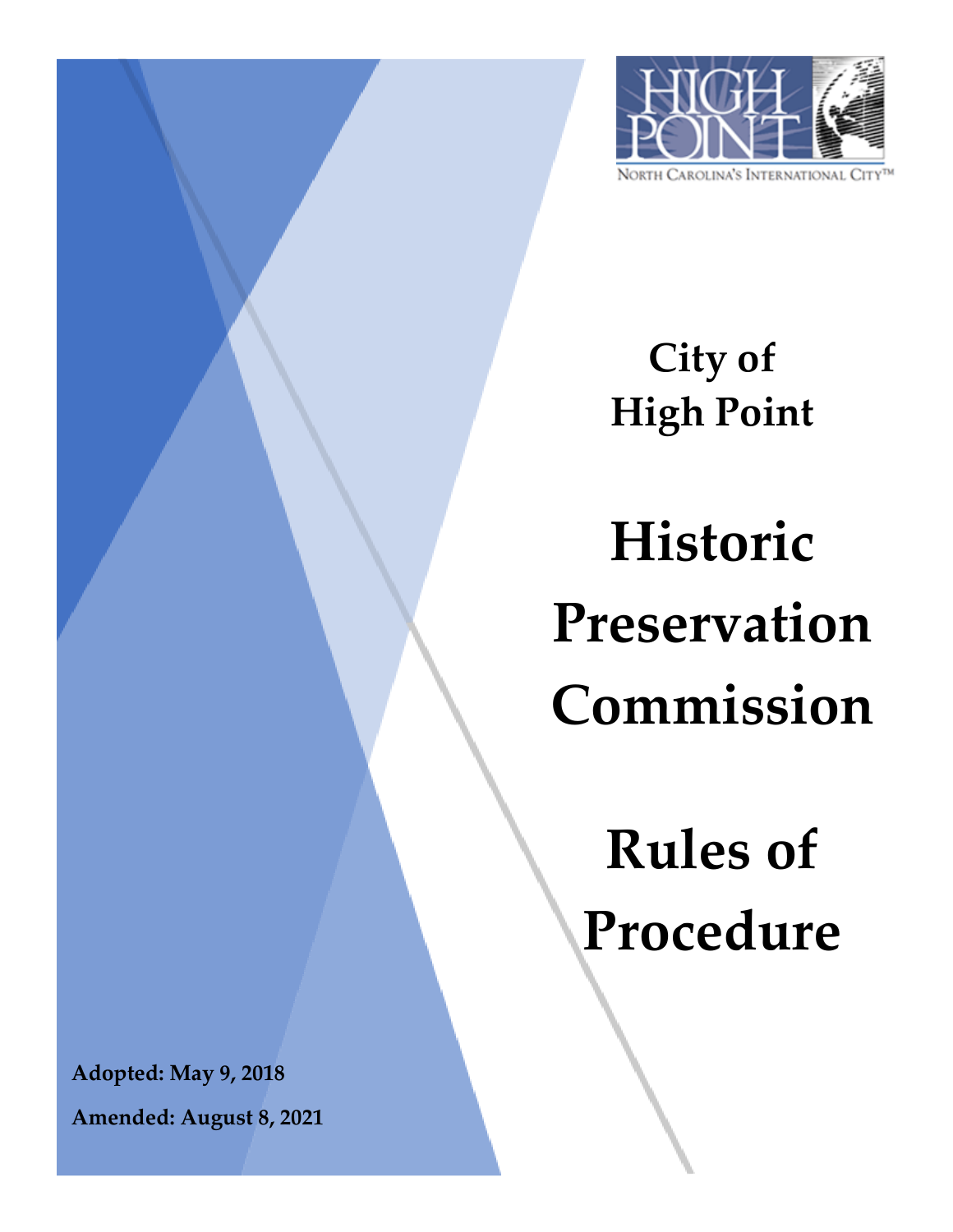# City of High Point

# Historic Preservation Commission

# Rules of Procedure

**Adopted: May 9, 2018**

**Amended: August 8, 2021**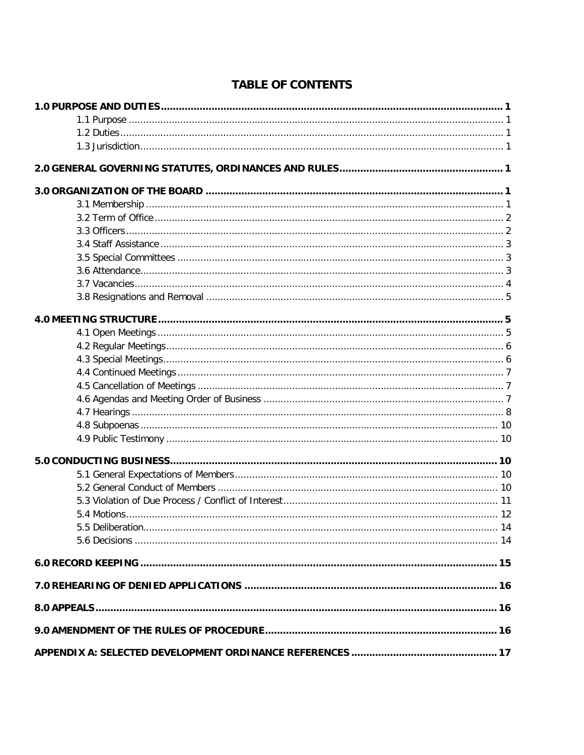# TABLE OF CONTENTS

**1.0 PURPOSE AND DUTIES** ..... 1
- 1.1 Purpose ..... 1
- 1.2 Duties ..... 1
- 1.3 Jurisdiction ..... 1

**2.0 GENERAL GOVERNING STATUTES, ORDINANCES AND RULES** ..... 1

**3.0 ORGANIZATION OF THE BOARD** ..... 1
- 3.1 Membership ..... 1
- 3.2 Term of Office ..... 2
- 3.3 Officers ..... 2
- 3.4 Staff Assistance ..... 3
- 3.5 Special Committees ..... 3
- 3.6 Attendance ..... 3
- 3.7 Vacancies ..... 4
- 3.8 Resignations and Removal ..... 5

**4.0 MEETING STRUCTURE** ..... 5
- 4.1 Open Meetings ..... 5
- 4.2 Regular Meetings ..... 6
- 4.3 Special Meetings ..... 6
- 4.4 Continued Meetings ..... 7
- 4.5 Cancellation of Meetings ..... 7
- 4.6 Agendas and Meeting Order of Business ..... 7
- 4.7 Hearings ..... 8
- 4.8 Subpoenas ..... 10
- 4.9 Public Testimony ..... 10

**5.0 CONDUCTING BUSINESS** ..... 10
- 5.1 General Expectations of Members ..... 10
- 5.2 General Conduct of Members ..... 10
- 5.3 Violation of Due Process / Conflict of Interest ..... 11
- 5.4 Motions ..... 12
- 5.5 Deliberation ..... 14
- 5.6 Decisions ..... 14

**6.0 RECORD KEEPING** ..... 15

**7.0 REHEARING OF DENIED APPLICATIONS** ..... 16

**8.0 APPEALS** ..... 16

**9.0 AMENDMENT OF THE RULES OF PROCEDURE** ..... 16

**APPENDIX A: SELECTED DEVELOPMENT ORDINANCE REFERENCES** ..... 17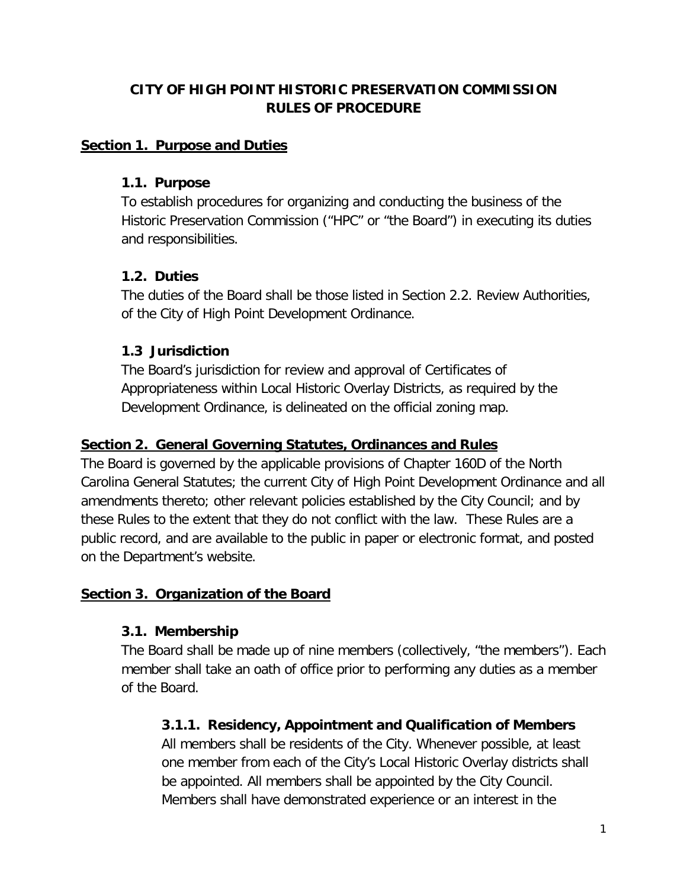# CITY OF HIGH POINT HISTORIC PRESERVATION COMMISSION RULES OF PROCEDURE

## Section 1. Purpose and Duties

### 1.1. Purpose

To establish procedures for organizing and conducting the business of the Historic Preservation Commission ("HPC" or "the Board") in executing its duties and responsibilities.

### 1.2. Duties

The duties of the Board shall be those listed in Section 2.2. Review Authorities, of the City of High Point Development Ordinance.

### 1.3 Jurisdiction

The Board's jurisdiction for review and approval of Certificates of Appropriateness within Local Historic Overlay Districts, as required by the Development Ordinance, is delineated on the official zoning map.

## Section 2. General Governing Statutes, Ordinances and Rules

The Board is governed by the applicable provisions of Chapter 160D of the North Carolina General Statutes; the current City of High Point Development Ordinance and all amendments thereto; other relevant policies established by the City Council; and by these Rules to the extent that they do not conflict with the law. These Rules are a public record, and are available to the public in paper or electronic format, and posted on the Department's website.

## Section 3. Organization of the Board

### 3.1. Membership

The Board shall be made up of nine members (collectively, "the members"). Each member shall take an oath of office prior to performing any duties as a member of the Board.

#### 3.1.1. Residency, Appointment and Qualification of Members

All members shall be residents of the City. Whenever possible, at least one member from each of the City's Local Historic Overlay districts shall be appointed. All members shall be appointed by the City Council. Members shall have demonstrated experience or an interest in the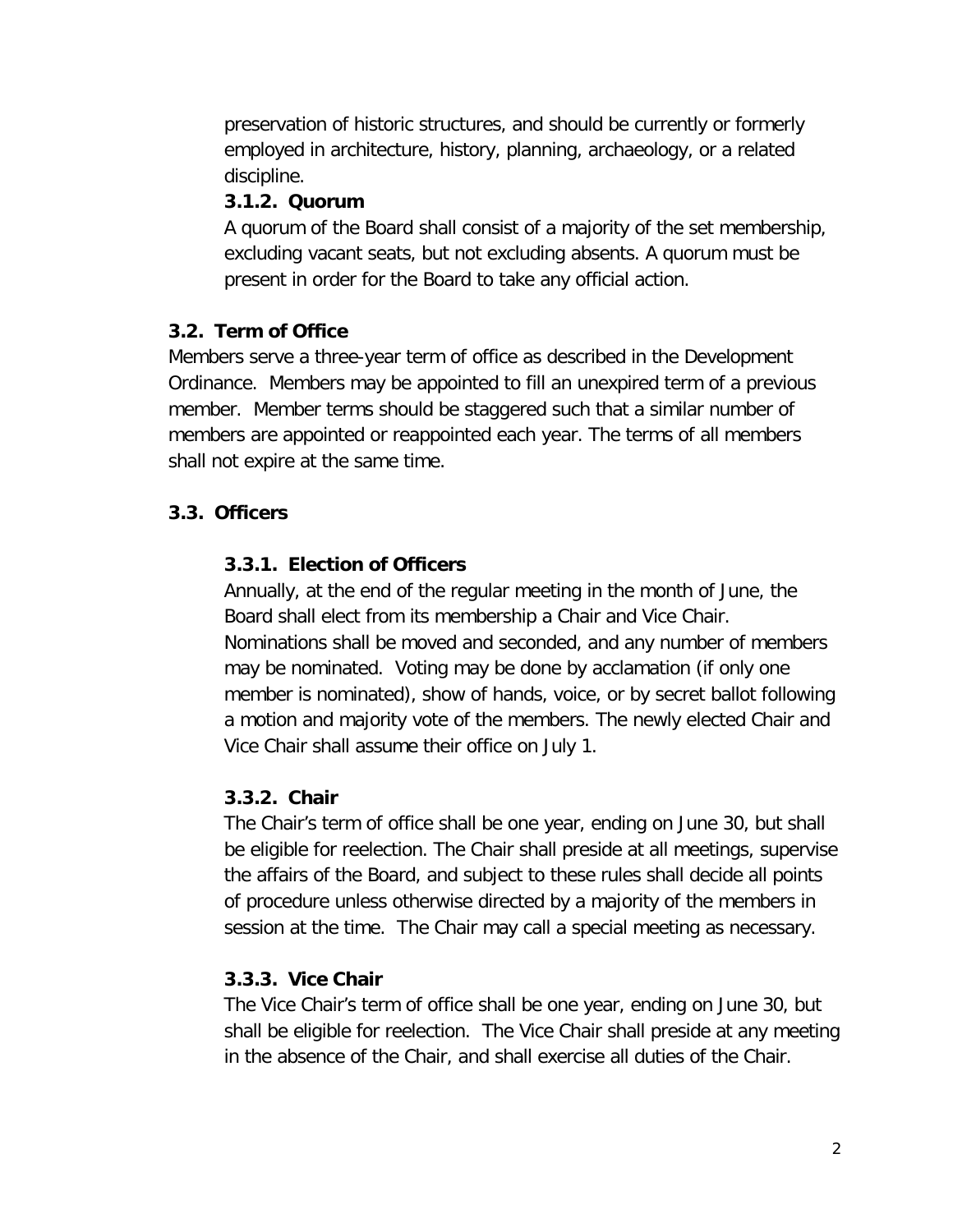preservation of historic structures, and should be currently or formerly employed in architecture, history, planning, archaeology, or a related discipline.

#### 3.1.2. Quorum

A quorum of the Board shall consist of a majority of the set membership, excluding vacant seats, but not excluding absents. A quorum must be present in order for the Board to take any official action.

### 3.2. Term of Office

Members serve a three-year term of office as described in the Development Ordinance. Members may be appointed to fill an unexpired term of a previous member. Member terms should be staggered such that a similar number of members are appointed or reappointed each year. The terms of all members shall not expire at the same time.

### 3.3. Officers

#### 3.3.1. Election of Officers

Annually, at the end of the regular meeting in the month of June, the Board shall elect from its membership a Chair and Vice Chair. Nominations shall be moved and seconded, and any number of members may be nominated. Voting may be done by acclamation (if only one member is nominated), show of hands, voice, or by secret ballot following a motion and majority vote of the members. The newly elected Chair and Vice Chair shall assume their office on July 1.

#### 3.3.2. Chair

The Chair's term of office shall be one year, ending on June 30, but shall be eligible for reelection. The Chair shall preside at all meetings, supervise the affairs of the Board, and subject to these rules shall decide all points of procedure unless otherwise directed by a majority of the members in session at the time. The Chair may call a special meeting as necessary.

#### 3.3.3. Vice Chair

The Vice Chair's term of office shall be one year, ending on June 30, but shall be eligible for reelection. The Vice Chair shall preside at any meeting in the absence of the Chair, and shall exercise all duties of the Chair.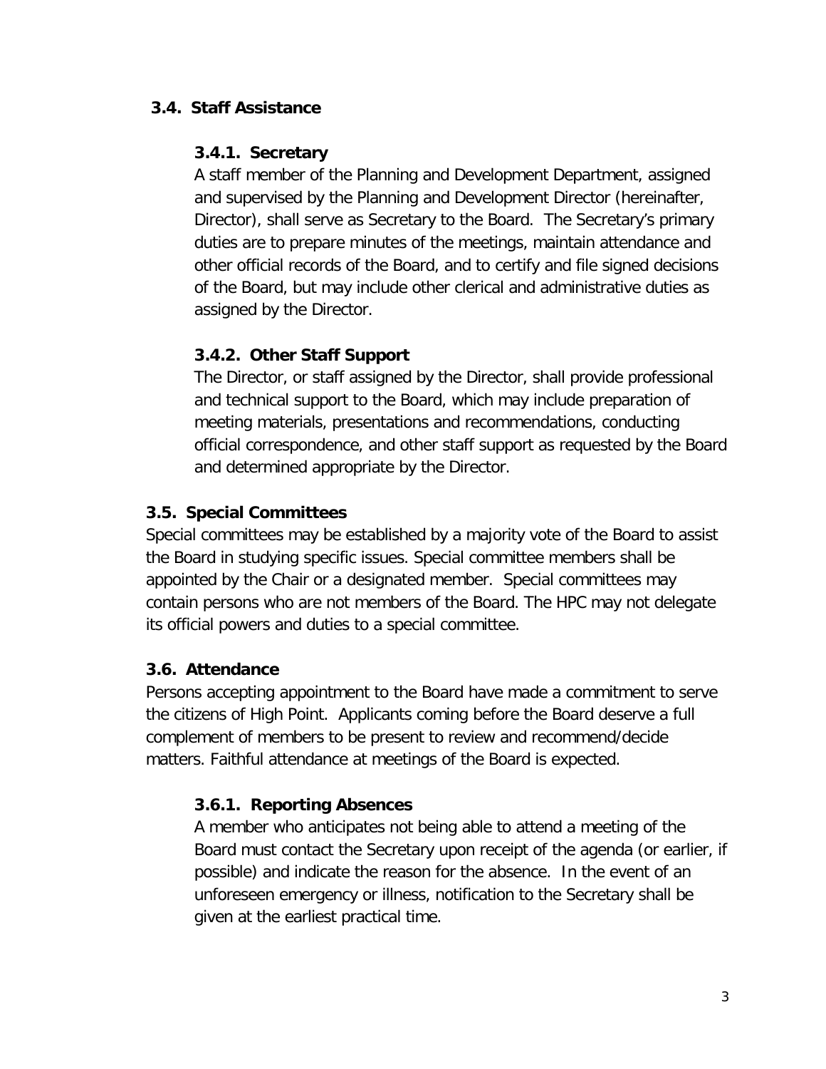### 3.4. Staff Assistance

#### 3.4.1. Secretary

A staff member of the Planning and Development Department, assigned and supervised by the Planning and Development Director (hereinafter, Director), shall serve as Secretary to the Board. The Secretary's primary duties are to prepare minutes of the meetings, maintain attendance and other official records of the Board, and to certify and file signed decisions of the Board, but may include other clerical and administrative duties as assigned by the Director.

#### 3.4.2. Other Staff Support

The Director, or staff assigned by the Director, shall provide professional and technical support to the Board, which may include preparation of meeting materials, presentations and recommendations, conducting official correspondence, and other staff support as requested by the Board and determined appropriate by the Director.

### 3.5. Special Committees

Special committees may be established by a majority vote of the Board to assist the Board in studying specific issues. Special committee members shall be appointed by the Chair or a designated member. Special committees may contain persons who are not members of the Board. The HPC may not delegate its official powers and duties to a special committee.

### 3.6. Attendance

Persons accepting appointment to the Board have made a commitment to serve the citizens of High Point. Applicants coming before the Board deserve a full complement of members to be present to review and recommend/decide matters. Faithful attendance at meetings of the Board is expected.

#### 3.6.1. Reporting Absences

A member who anticipates not being able to attend a meeting of the Board must contact the Secretary upon receipt of the agenda (or earlier, if possible) and indicate the reason for the absence. In the event of an unforeseen emergency or illness, notification to the Secretary shall be given at the earliest practical time.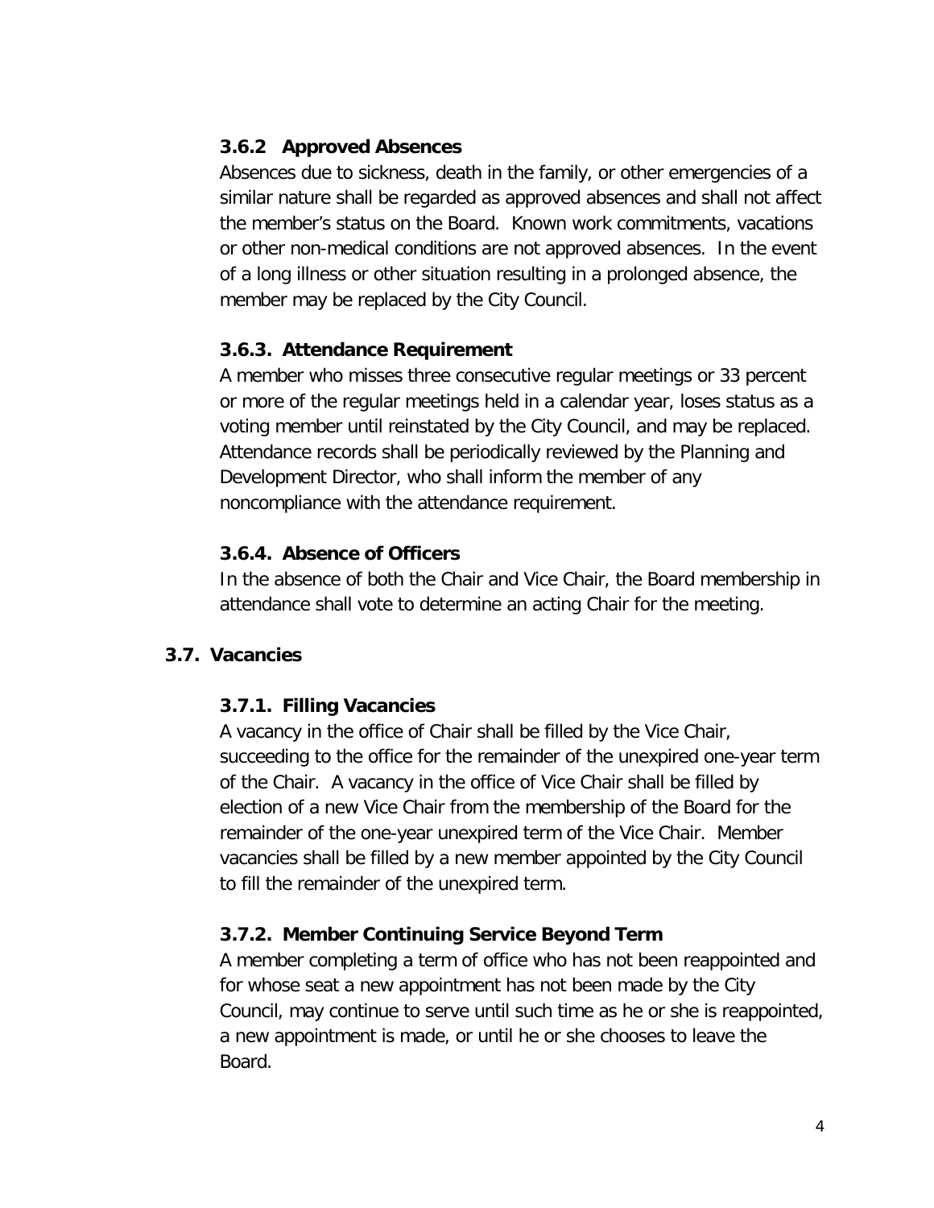#### 3.6.2 Approved Absences

Absences due to sickness, death in the family, or other emergencies of a similar nature shall be regarded as approved absences and shall not affect the member's status on the Board. Known work commitments, vacations or other non-medical conditions are not approved absences. In the event of a long illness or other situation resulting in a prolonged absence, the member may be replaced by the City Council.

#### 3.6.3. Attendance Requirement

A member who misses three consecutive regular meetings or 33 percent or more of the regular meetings held in a calendar year, loses status as a voting member until reinstated by the City Council, and may be replaced. Attendance records shall be periodically reviewed by the Planning and Development Director, who shall inform the member of any noncompliance with the attendance requirement.

#### 3.6.4. Absence of Officers

In the absence of both the Chair and Vice Chair, the Board membership in attendance shall vote to determine an acting Chair for the meeting.

### 3.7. Vacancies

#### 3.7.1. Filling Vacancies

A vacancy in the office of Chair shall be filled by the Vice Chair, succeeding to the office for the remainder of the unexpired one-year term of the Chair. A vacancy in the office of Vice Chair shall be filled by election of a new Vice Chair from the membership of the Board for the remainder of the one-year unexpired term of the Vice Chair. Member vacancies shall be filled by a new member appointed by the City Council to fill the remainder of the unexpired term.

#### 3.7.2. Member Continuing Service Beyond Term

A member completing a term of office who has not been reappointed and for whose seat a new appointment has not been made by the City Council, may continue to serve until such time as he or she is reappointed, a new appointment is made, or until he or she chooses to leave the Board.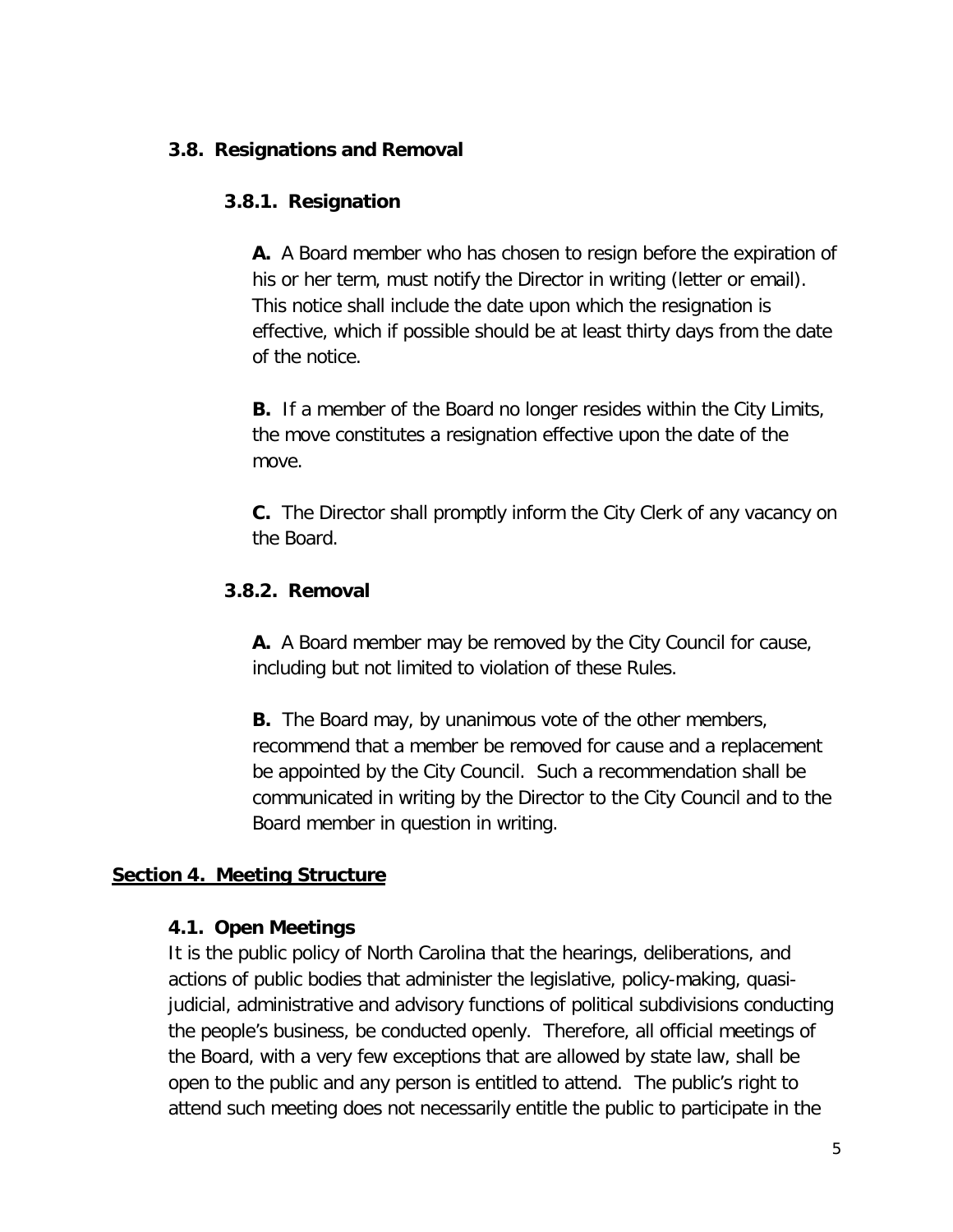### 3.8. Resignations and Removal

#### 3.8.1. Resignation

**A.** A Board member who has chosen to resign before the expiration of his or her term, must notify the Director in writing (letter or email). This notice shall include the date upon which the resignation is effective, which if possible should be at least thirty days from the date of the notice.

**B.** If a member of the Board no longer resides within the City Limits, the move constitutes a resignation effective upon the date of the move.

**C.** The Director shall promptly inform the City Clerk of any vacancy on the Board.

#### 3.8.2. Removal

**A.** A Board member may be removed by the City Council for cause, including but not limited to violation of these Rules.

**B.** The Board may, by unanimous vote of the other members, recommend that a member be removed for cause and a replacement be appointed by the City Council. Such a recommendation shall be communicated in writing by the Director to the City Council and to the Board member in question in writing.

## Section 4. Meeting Structure

### 4.1. Open Meetings

It is the public policy of North Carolina that the hearings, deliberations, and actions of public bodies that administer the legislative, policy-making, quasi-judicial, administrative and advisory functions of political subdivisions conducting the people's business, be conducted openly. Therefore, all official meetings of the Board, with a very few exceptions that are allowed by state law, shall be open to the public and any person is entitled to attend. The public's right to attend such meeting does not necessarily entitle the public to participate in the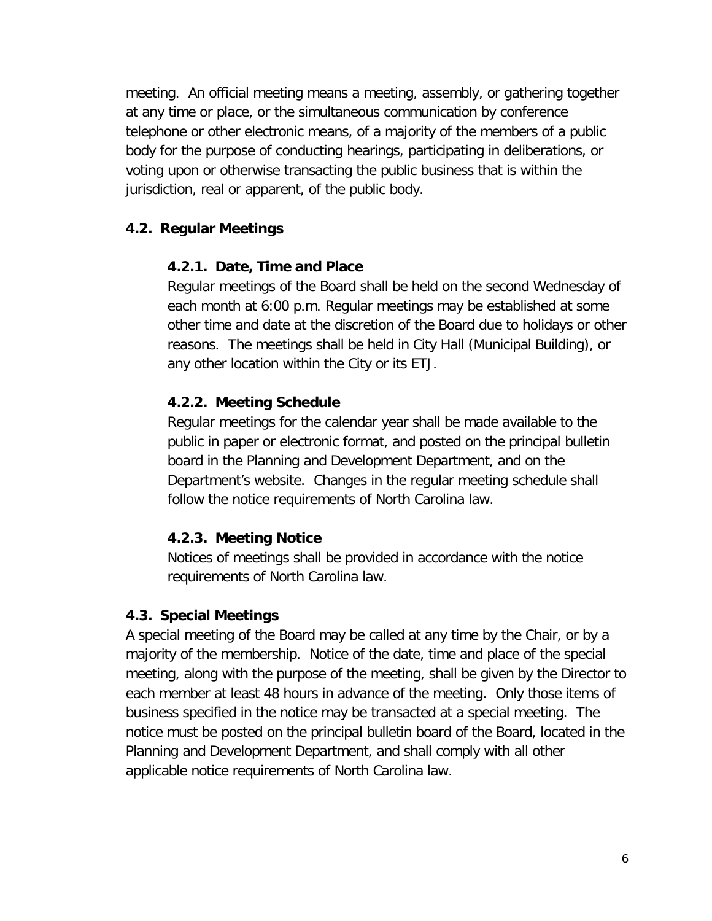meeting. An official meeting means a meeting, assembly, or gathering together at any time or place, or the simultaneous communication by conference telephone or other electronic means, of a majority of the members of a public body for the purpose of conducting hearings, participating in deliberations, or voting upon or otherwise transacting the public business that is within the jurisdiction, real or apparent, of the public body.

## 4.2. Regular Meetings

### 4.2.1. Date, Time and Place

Regular meetings of the Board shall be held on the second Wednesday of each month at 6:00 p.m. Regular meetings may be established at some other time and date at the discretion of the Board due to holidays or other reasons. The meetings shall be held in City Hall (Municipal Building), or any other location within the City or its ETJ.

### 4.2.2. Meeting Schedule

Regular meetings for the calendar year shall be made available to the public in paper or electronic format, and posted on the principal bulletin board in the Planning and Development Department, and on the Department's website. Changes in the regular meeting schedule shall follow the notice requirements of North Carolina law.

### 4.2.3. Meeting Notice

Notices of meetings shall be provided in accordance with the notice requirements of North Carolina law.

## 4.3. Special Meetings

A special meeting of the Board may be called at any time by the Chair, or by a majority of the membership. Notice of the date, time and place of the special meeting, along with the purpose of the meeting, shall be given by the Director to each member at least 48 hours in advance of the meeting. Only those items of business specified in the notice may be transacted at a special meeting. The notice must be posted on the principal bulletin board of the Board, located in the Planning and Development Department, and shall comply with all other applicable notice requirements of North Carolina law.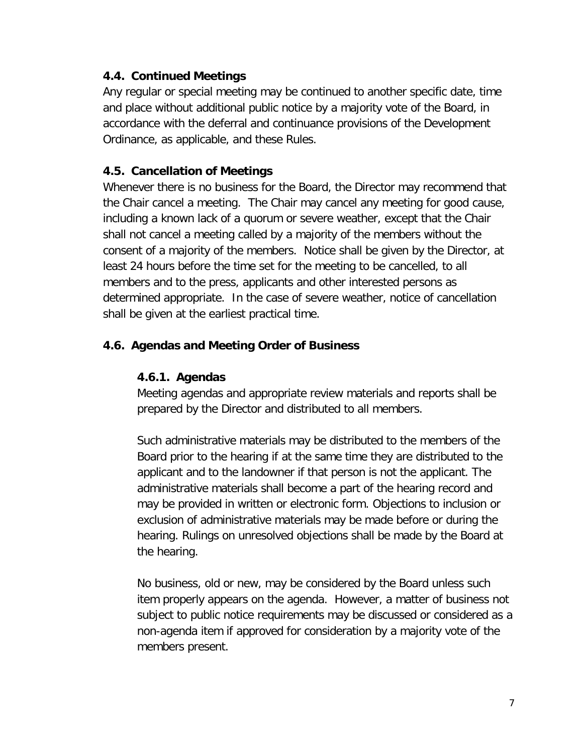### 4.4. Continued Meetings

Any regular or special meeting may be continued to another specific date, time and place without additional public notice by a majority vote of the Board, in accordance with the deferral and continuance provisions of the Development Ordinance, as applicable, and these Rules.

### 4.5. Cancellation of Meetings

Whenever there is no business for the Board, the Director may recommend that the Chair cancel a meeting. The Chair may cancel any meeting for good cause, including a known lack of a quorum or severe weather, except that the Chair shall not cancel a meeting called by a majority of the members without the consent of a majority of the members. Notice shall be given by the Director, at least 24 hours before the time set for the meeting to be cancelled, to all members and to the press, applicants and other interested persons as determined appropriate. In the case of severe weather, notice of cancellation shall be given at the earliest practical time.

### 4.6. Agendas and Meeting Order of Business

#### 4.6.1. Agendas

Meeting agendas and appropriate review materials and reports shall be prepared by the Director and distributed to all members.

Such administrative materials may be distributed to the members of the Board prior to the hearing if at the same time they are distributed to the applicant and to the landowner if that person is not the applicant. The administrative materials shall become a part of the hearing record and may be provided in written or electronic form. Objections to inclusion or exclusion of administrative materials may be made before or during the hearing. Rulings on unresolved objections shall be made by the Board at the hearing.

No business, old or new, may be considered by the Board unless such item properly appears on the agenda. However, a matter of business not subject to public notice requirements may be discussed or considered as a non-agenda item if approved for consideration by a majority vote of the members present.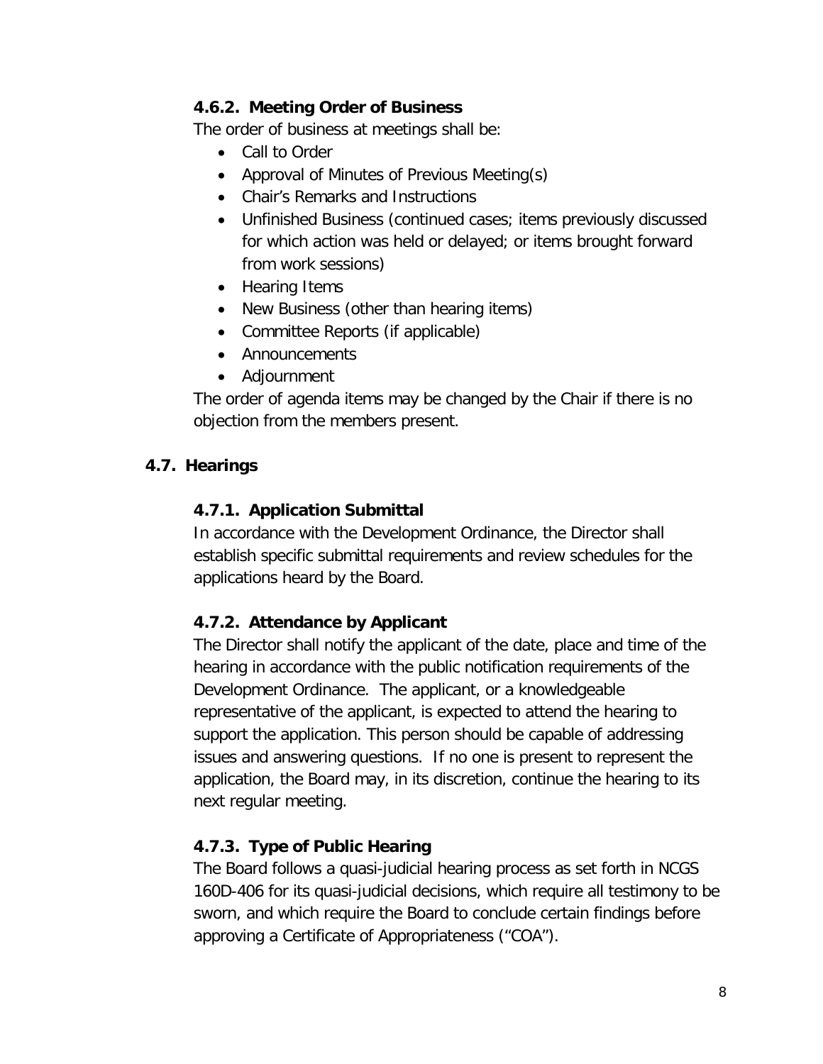### 4.6.2. Meeting Order of Business

The order of business at meetings shall be:

- Call to Order
- Approval of Minutes of Previous Meeting(s)
- Chair's Remarks and Instructions
- Unfinished Business (continued cases; items previously discussed for which action was held or delayed; or items brought forward from work sessions)
- Hearing Items
- New Business (other than hearing items)
- Committee Reports (if applicable)
- Announcements
- Adjournment

The order of agenda items may be changed by the Chair if there is no objection from the members present.

## 4.7. Hearings

### 4.7.1. Application Submittal

In accordance with the Development Ordinance, the Director shall establish specific submittal requirements and review schedules for the applications heard by the Board.

### 4.7.2. Attendance by Applicant

The Director shall notify the applicant of the date, place and time of the hearing in accordance with the public notification requirements of the Development Ordinance. The applicant, or a knowledgeable representative of the applicant, is expected to attend the hearing to support the application. This person should be capable of addressing issues and answering questions. If no one is present to represent the application, the Board may, in its discretion, continue the hearing to its next regular meeting.

### 4.7.3. Type of Public Hearing

The Board follows a quasi-judicial hearing process as set forth in NCGS 160D-406 for its quasi-judicial decisions, which require all testimony to be sworn, and which require the Board to conclude certain findings before approving a Certificate of Appropriateness ("COA").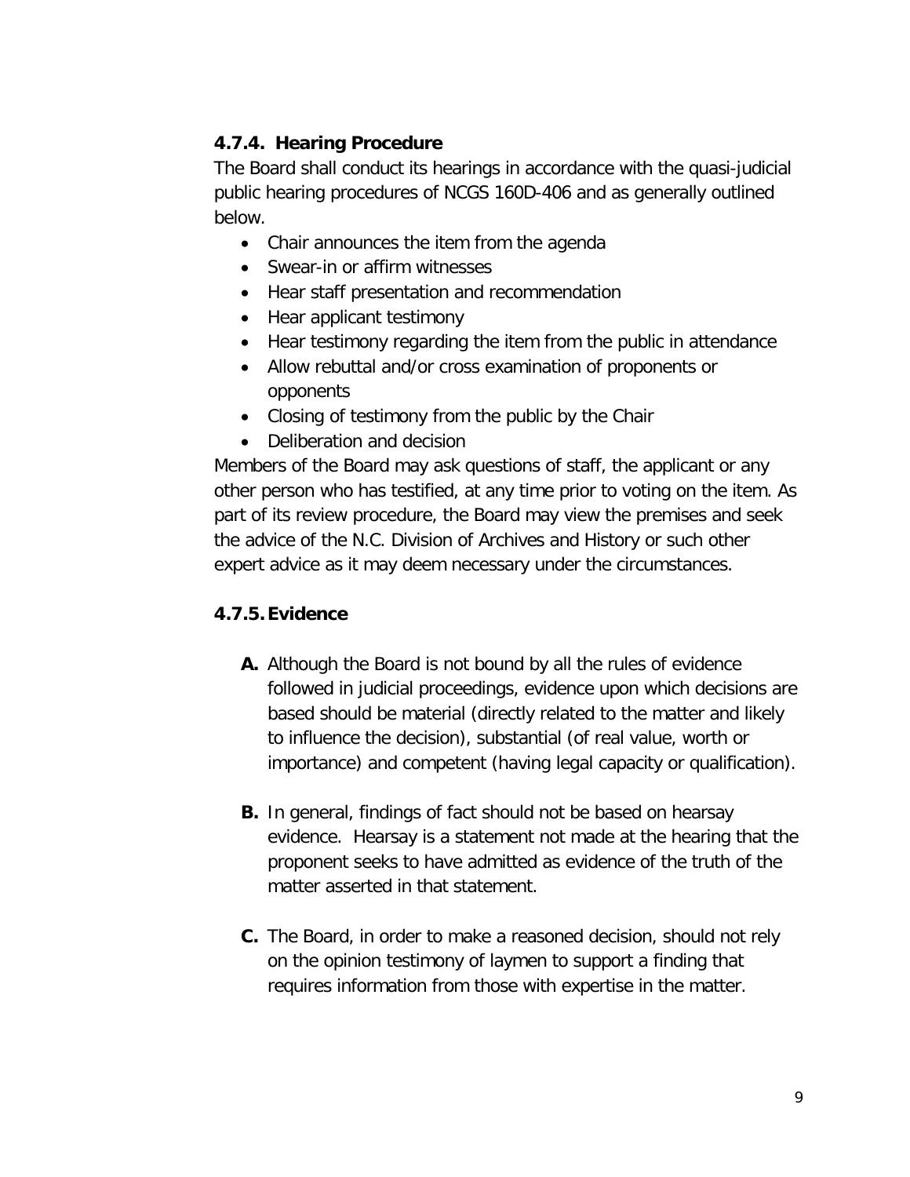### 4.7.4. Hearing Procedure

The Board shall conduct its hearings in accordance with the quasi-judicial public hearing procedures of NCGS 160D-406 and as generally outlined below.

- Chair announces the item from the agenda
- Swear-in or affirm witnesses
- Hear staff presentation and recommendation
- Hear applicant testimony
- Hear testimony regarding the item from the public in attendance
- Allow rebuttal and/or cross examination of proponents or opponents
- Closing of testimony from the public by the Chair
- Deliberation and decision

Members of the Board may ask questions of staff, the applicant or any other person who has testified, at any time prior to voting on the item. As part of its review procedure, the Board may view the premises and seek the advice of the N.C. Division of Archives and History or such other expert advice as it may deem necessary under the circumstances.

### 4.7.5. Evidence

**A.** Although the Board is not bound by all the rules of evidence followed in judicial proceedings, evidence upon which decisions are based should be material (directly related to the matter and likely to influence the decision), substantial (of real value, worth or importance) and competent (having legal capacity or qualification).

**B.** In general, findings of fact should not be based on hearsay evidence. Hearsay is a statement not made at the hearing that the proponent seeks to have admitted as evidence of the truth of the matter asserted in that statement.

**C.** The Board, in order to make a reasoned decision, should not rely on the opinion testimony of laymen to support a finding that requires information from those with expertise in the matter.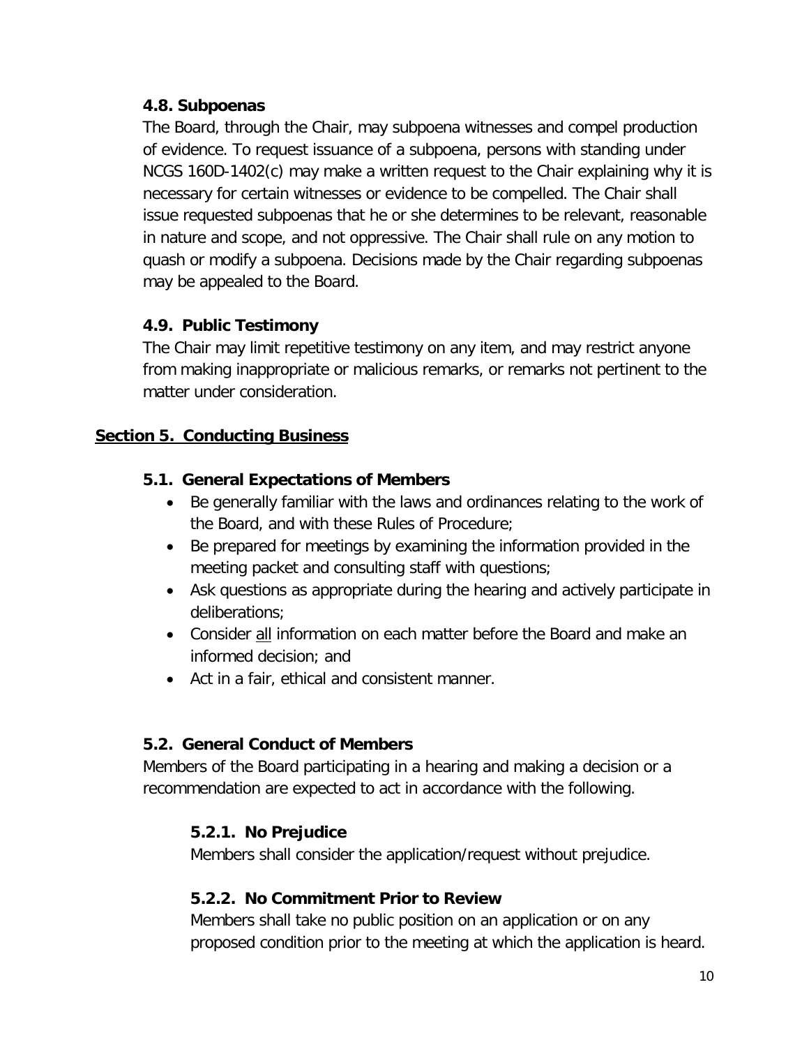### 4.8. Subpoenas

The Board, through the Chair, may subpoena witnesses and compel production of evidence. To request issuance of a subpoena, persons with standing under NCGS 160D-1402(c) may make a written request to the Chair explaining why it is necessary for certain witnesses or evidence to be compelled. The Chair shall issue requested subpoenas that he or she determines to be relevant, reasonable in nature and scope, and not oppressive. The Chair shall rule on any motion to quash or modify a subpoena. Decisions made by the Chair regarding subpoenas may be appealed to the Board.

### 4.9. Public Testimony

The Chair may limit repetitive testimony on any item, and may restrict anyone from making inappropriate or malicious remarks, or remarks not pertinent to the matter under consideration.

## Section 5. Conducting Business

### 5.1. General Expectations of Members

- Be generally familiar with the laws and ordinances relating to the work of the Board, and with these Rules of Procedure;
- Be prepared for meetings by examining the information provided in the meeting packet and consulting staff with questions;
- Ask questions as appropriate during the hearing and actively participate in deliberations;
- Consider all information on each matter before the Board and make an informed decision; and
- Act in a fair, ethical and consistent manner.

### 5.2. General Conduct of Members

Members of the Board participating in a hearing and making a decision or a recommendation are expected to act in accordance with the following.

#### 5.2.1. No Prejudice

Members shall consider the application/request without prejudice.

#### 5.2.2. No Commitment Prior to Review

Members shall take no public position on an application or on any proposed condition prior to the meeting at which the application is heard.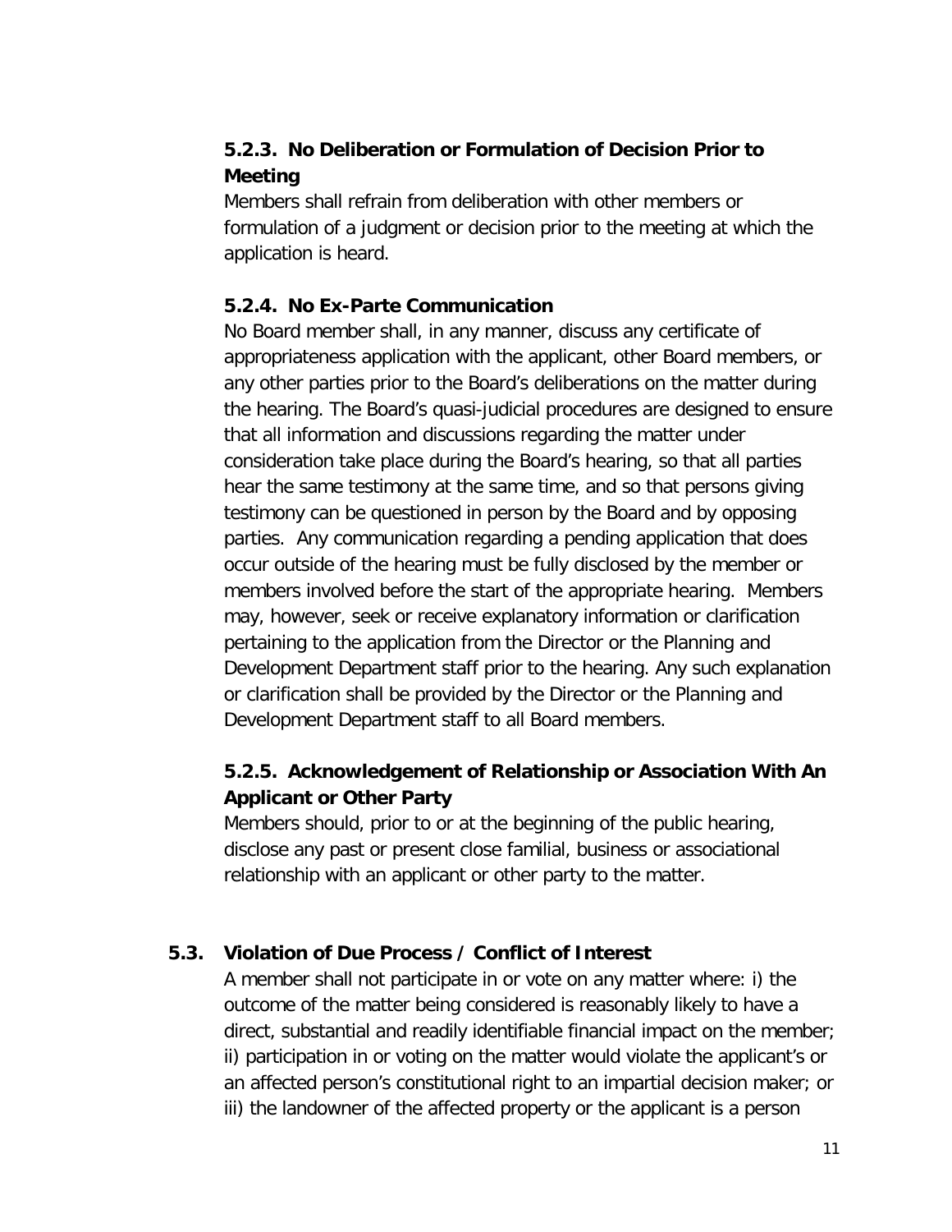### 5.2.3. No Deliberation or Formulation of Decision Prior to Meeting

Members shall refrain from deliberation with other members or formulation of a judgment or decision prior to the meeting at which the application is heard.

### 5.2.4. No Ex-Parte Communication

No Board member shall, in any manner, discuss any certificate of appropriateness application with the applicant, other Board members, or any other parties prior to the Board's deliberations on the matter during the hearing. The Board's quasi-judicial procedures are designed to ensure that all information and discussions regarding the matter under consideration take place during the Board's hearing, so that all parties hear the same testimony at the same time, and so that persons giving testimony can be questioned in person by the Board and by opposing parties. Any communication regarding a pending application that does occur outside of the hearing must be fully disclosed by the member or members involved before the start of the appropriate hearing. Members may, however, seek or receive explanatory information or clarification pertaining to the application from the Director or the Planning and Development Department staff prior to the hearing. Any such explanation or clarification shall be provided by the Director or the Planning and Development Department staff to all Board members.

### 5.2.5. Acknowledgement of Relationship or Association With An Applicant or Other Party

Members should, prior to or at the beginning of the public hearing, disclose any past or present close familial, business or associational relationship with an applicant or other party to the matter.

## 5.3. Violation of Due Process / Conflict of Interest

A member shall not participate in or vote on any matter where: i) the outcome of the matter being considered is reasonably likely to have a direct, substantial and readily identifiable financial impact on the member; ii) participation in or voting on the matter would violate the applicant's or an affected person's constitutional right to an impartial decision maker; or iii) the landowner of the affected property or the applicant is a person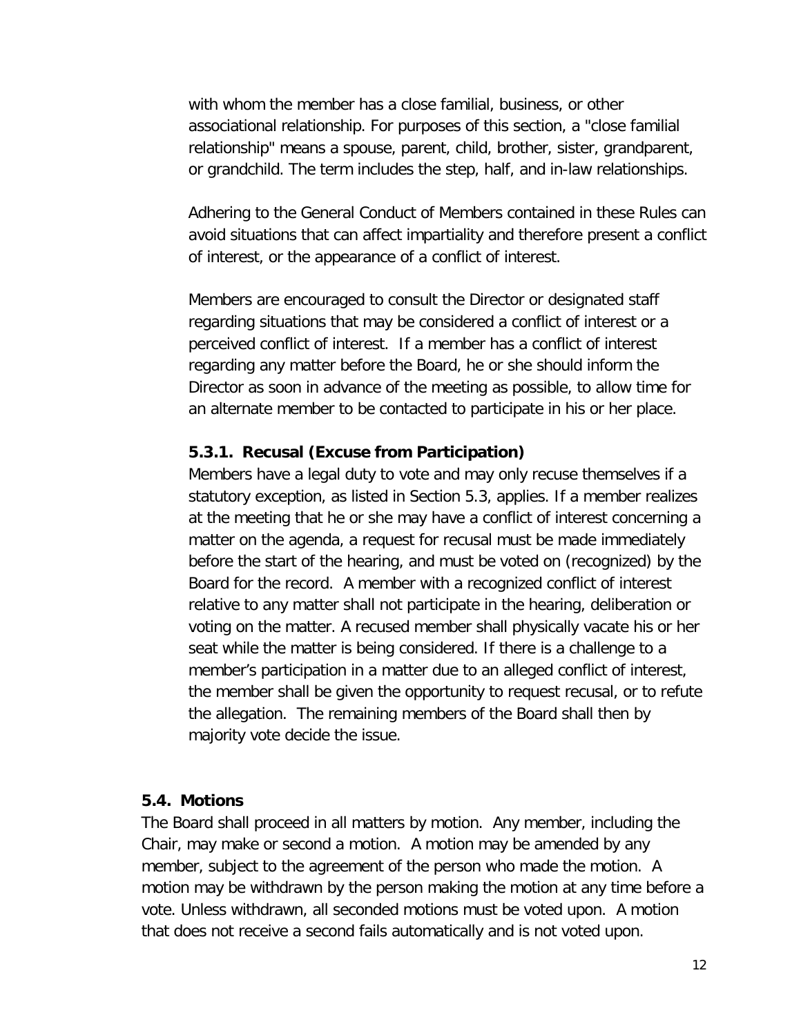with whom the member has a close familial, business, or other associational relationship. For purposes of this section, a "close familial relationship" means a spouse, parent, child, brother, sister, grandparent, or grandchild. The term includes the step, half, and in-law relationships.

Adhering to the General Conduct of Members contained in these Rules can avoid situations that can affect impartiality and therefore present a conflict of interest, or the appearance of a conflict of interest.

Members are encouraged to consult the Director or designated staff regarding situations that may be considered a conflict of interest or a perceived conflict of interest. If a member has a conflict of interest regarding any matter before the Board, he or she should inform the Director as soon in advance of the meeting as possible, to allow time for an alternate member to be contacted to participate in his or her place.

#### 5.3.1. Recusal (Excuse from Participation)

Members have a legal duty to vote and may only recuse themselves if a statutory exception, as listed in Section 5.3, applies. If a member realizes at the meeting that he or she may have a conflict of interest concerning a matter on the agenda, a request for recusal must be made immediately before the start of the hearing, and must be voted on (recognized) by the Board for the record. A member with a recognized conflict of interest relative to any matter shall not participate in the hearing, deliberation or voting on the matter. A recused member shall physically vacate his or her seat while the matter is being considered. If there is a challenge to a member's participation in a matter due to an alleged conflict of interest, the member shall be given the opportunity to request recusal, or to refute the allegation. The remaining members of the Board shall then by majority vote decide the issue.

### 5.4. Motions

The Board shall proceed in all matters by motion. Any member, including the Chair, may make or second a motion. A motion may be amended by any member, subject to the agreement of the person who made the motion. A motion may be withdrawn by the person making the motion at any time before a vote. Unless withdrawn, all seconded motions must be voted upon. A motion that does not receive a second fails automatically and is not voted upon.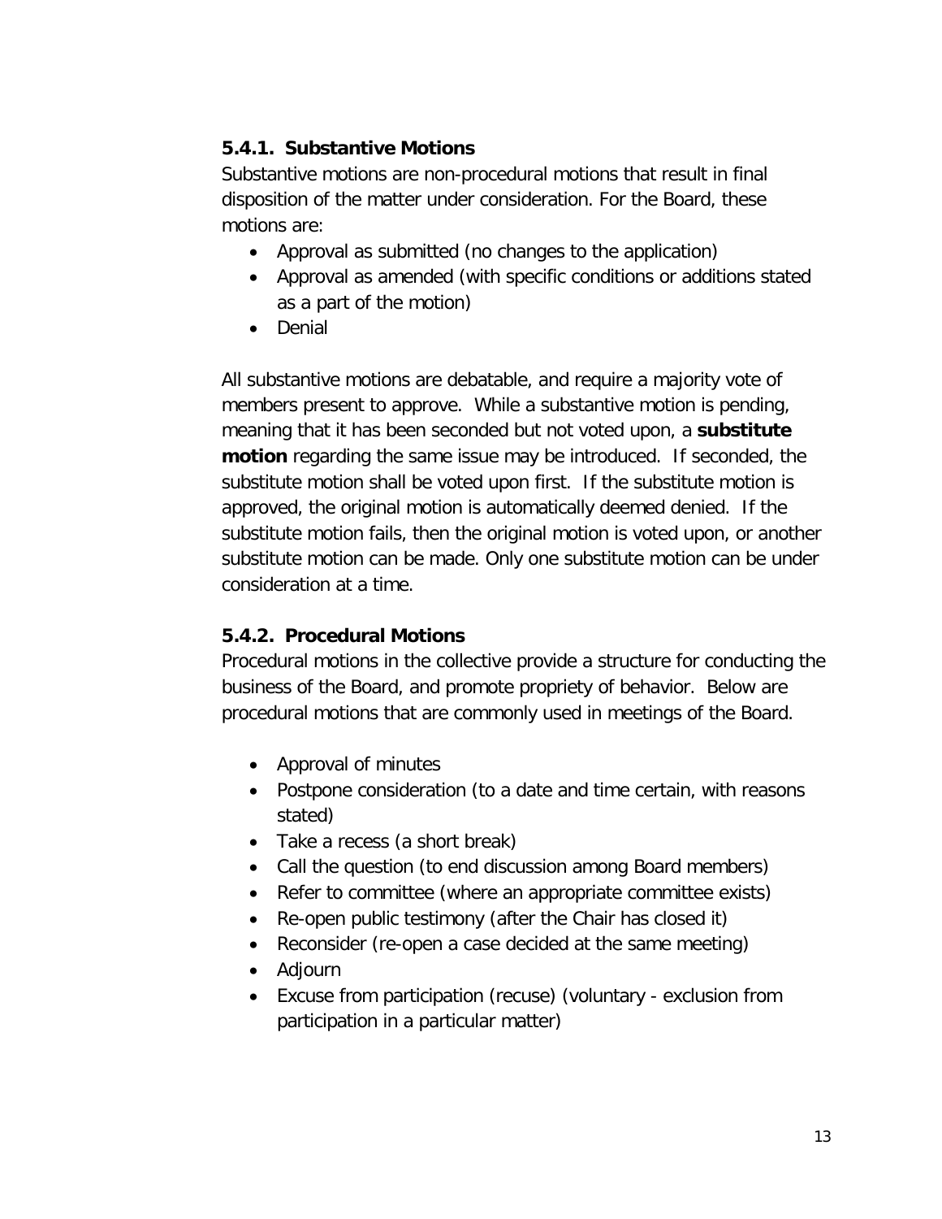### 5.4.1. Substantive Motions

Substantive motions are non-procedural motions that result in final disposition of the matter under consideration. For the Board, these motions are:

- Approval as submitted (no changes to the application)
- Approval as amended (with specific conditions or additions stated as a part of the motion)
- Denial

All substantive motions are debatable, and require a majority vote of members present to approve. While a substantive motion is pending, meaning that it has been seconded but not voted upon, a **substitute motion** regarding the same issue may be introduced. If seconded, the substitute motion shall be voted upon first. If the substitute motion is approved, the original motion is automatically deemed denied. If the substitute motion fails, then the original motion is voted upon, or another substitute motion can be made. Only one substitute motion can be under consideration at a time.

### 5.4.2. Procedural Motions

Procedural motions in the collective provide a structure for conducting the business of the Board, and promote propriety of behavior. Below are procedural motions that are commonly used in meetings of the Board.

- Approval of minutes
- Postpone consideration (to a date and time certain, with reasons stated)
- Take a recess (a short break)
- Call the question (to end discussion among Board members)
- Refer to committee (where an appropriate committee exists)
- Re-open public testimony (after the Chair has closed it)
- Reconsider (re-open a case decided at the same meeting)
- Adjourn
- Excuse from participation (recuse) (voluntary - exclusion from participation in a particular matter)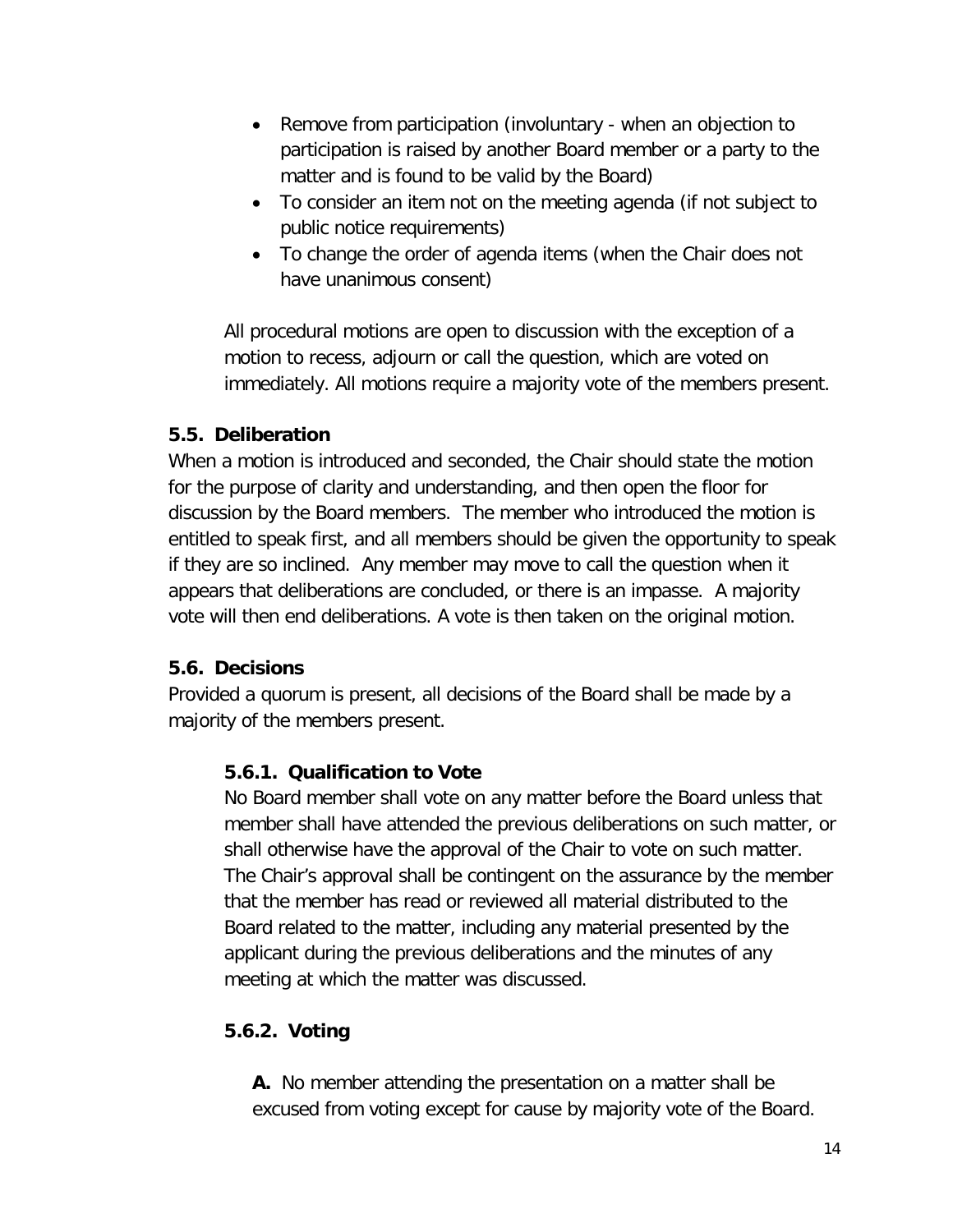- Remove from participation (involuntary - when an objection to participation is raised by another Board member or a party to the matter and is found to be valid by the Board)
- To consider an item not on the meeting agenda (if not subject to public notice requirements)
- To change the order of agenda items (when the Chair does not have unanimous consent)

All procedural motions are open to discussion with the exception of a motion to recess, adjourn or call the question, which are voted on immediately. All motions require a majority vote of the members present.

### 5.5. Deliberation

When a motion is introduced and seconded, the Chair should state the motion for the purpose of clarity and understanding, and then open the floor for discussion by the Board members. The member who introduced the motion is entitled to speak first, and all members should be given the opportunity to speak if they are so inclined. Any member may move to call the question when it appears that deliberations are concluded, or there is an impasse. A majority vote will then end deliberations. A vote is then taken on the original motion.

### 5.6. Decisions

Provided a quorum is present, all decisions of the Board shall be made by a majority of the members present.

#### 5.6.1. Qualification to Vote

No Board member shall vote on any matter before the Board unless that member shall have attended the previous deliberations on such matter, or shall otherwise have the approval of the Chair to vote on such matter. The Chair's approval shall be contingent on the assurance by the member that the member has read or reviewed all material distributed to the Board related to the matter, including any material presented by the applicant during the previous deliberations and the minutes of any meeting at which the matter was discussed.

#### 5.6.2. Voting

**A.** No member attending the presentation on a matter shall be excused from voting except for cause by majority vote of the Board.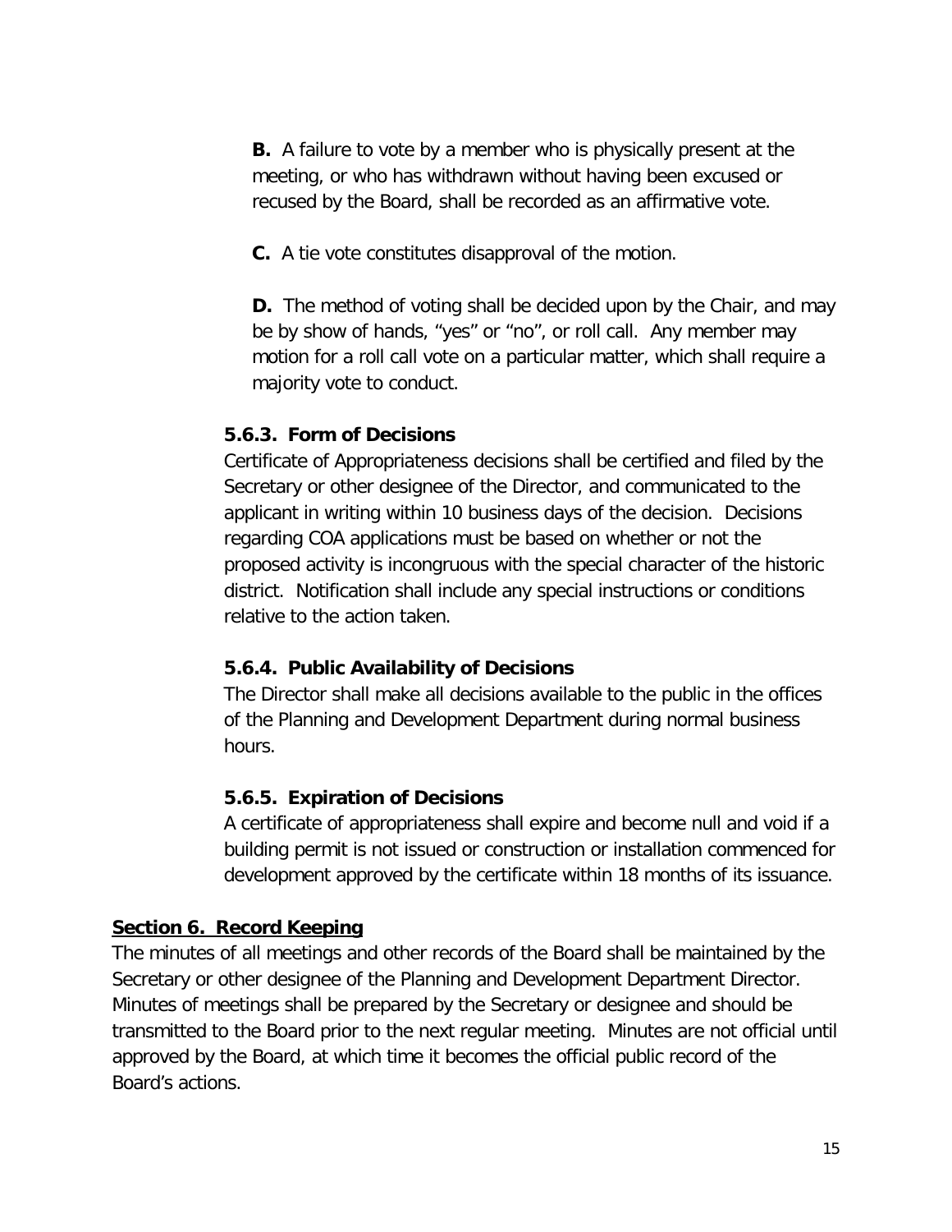**B.** A failure to vote by a member who is physically present at the meeting, or who has withdrawn without having been excused or recused by the Board, shall be recorded as an affirmative vote.

**C.** A tie vote constitutes disapproval of the motion.

**D.** The method of voting shall be decided upon by the Chair, and may be by show of hands, "yes" or "no", or roll call. Any member may motion for a roll call vote on a particular matter, which shall require a majority vote to conduct.

#### 5.6.3. Form of Decisions

Certificate of Appropriateness decisions shall be certified and filed by the Secretary or other designee of the Director, and communicated to the applicant in writing within 10 business days of the decision. Decisions regarding COA applications must be based on whether or not the proposed activity is incongruous with the special character of the historic district. Notification shall include any special instructions or conditions relative to the action taken.

#### 5.6.4. Public Availability of Decisions

The Director shall make all decisions available to the public in the offices of the Planning and Development Department during normal business hours.

#### 5.6.5. Expiration of Decisions

A certificate of appropriateness shall expire and become null and void if a building permit is not issued or construction or installation commenced for development approved by the certificate within 18 months of its issuance.

## Section 6. Record Keeping

The minutes of all meetings and other records of the Board shall be maintained by the Secretary or other designee of the Planning and Development Department Director. Minutes of meetings shall be prepared by the Secretary or designee and should be transmitted to the Board prior to the next regular meeting. Minutes are not official until approved by the Board, at which time it becomes the official public record of the Board's actions.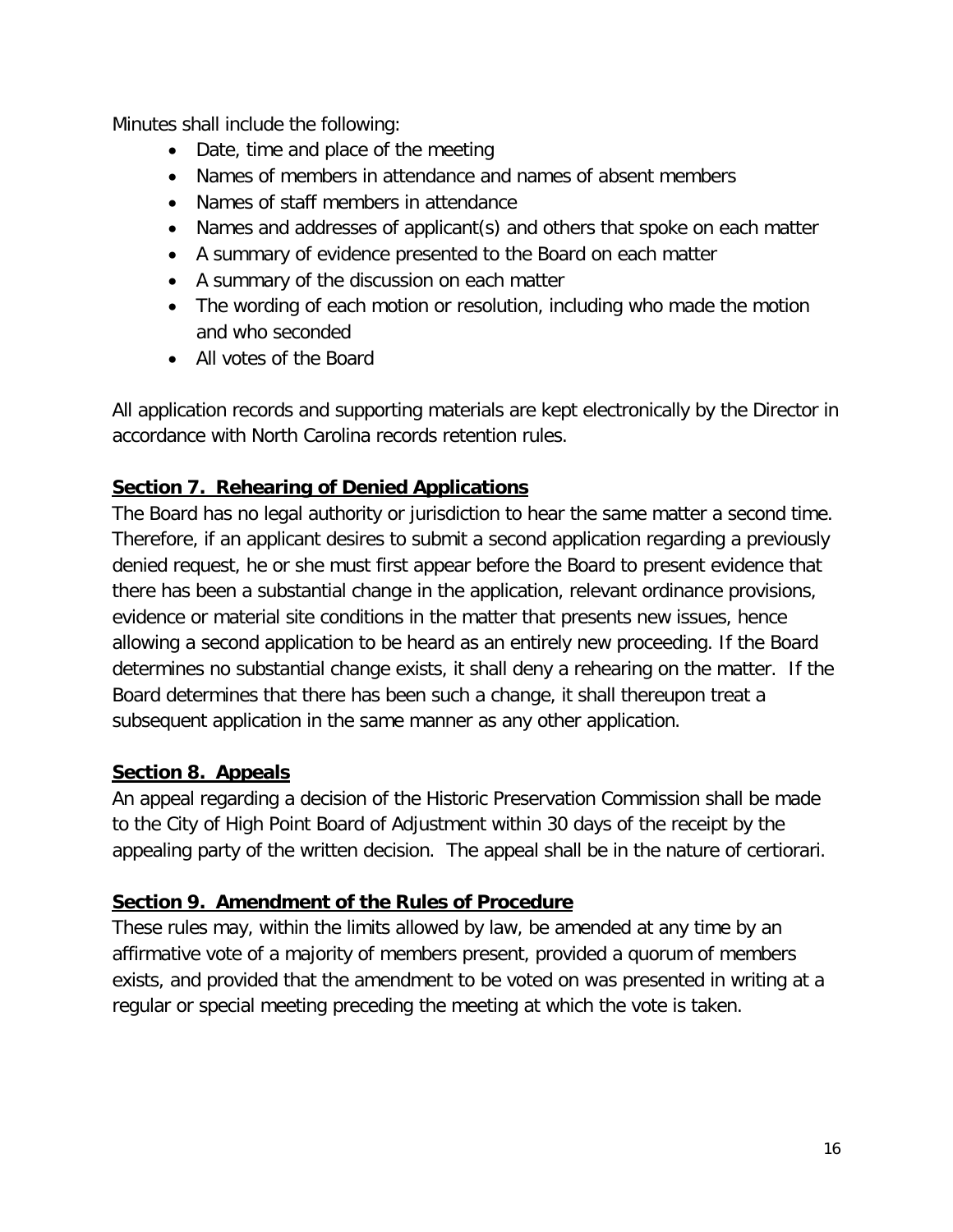Minutes shall include the following:

- Date, time and place of the meeting
- Names of members in attendance and names of absent members
- Names of staff members in attendance
- Names and addresses of applicant(s) and others that spoke on each matter
- A summary of evidence presented to the Board on each matter
- A summary of the discussion on each matter
- The wording of each motion or resolution, including who made the motion and who seconded
- All votes of the Board

All application records and supporting materials are kept electronically by the Director in accordance with North Carolina records retention rules.

## Section 7. Rehearing of Denied Applications

The Board has no legal authority or jurisdiction to hear the same matter a second time. Therefore, if an applicant desires to submit a second application regarding a previously denied request, he or she must first appear before the Board to present evidence that there has been a substantial change in the application, relevant ordinance provisions, evidence or material site conditions in the matter that presents new issues, hence allowing a second application to be heard as an entirely new proceeding. If the Board determines no substantial change exists, it shall deny a rehearing on the matter. If the Board determines that there has been such a change, it shall thereupon treat a subsequent application in the same manner as any other application.

## Section 8. Appeals

An appeal regarding a decision of the Historic Preservation Commission shall be made to the City of High Point Board of Adjustment within 30 days of the receipt by the appealing party of the written decision. The appeal shall be in the nature of certiorari.

## Section 9. Amendment of the Rules of Procedure

These rules may, within the limits allowed by law, be amended at any time by an affirmative vote of a majority of members present, provided a quorum of members exists, and provided that the amendment to be voted on was presented in writing at a regular or special meeting preceding the meeting at which the vote is taken.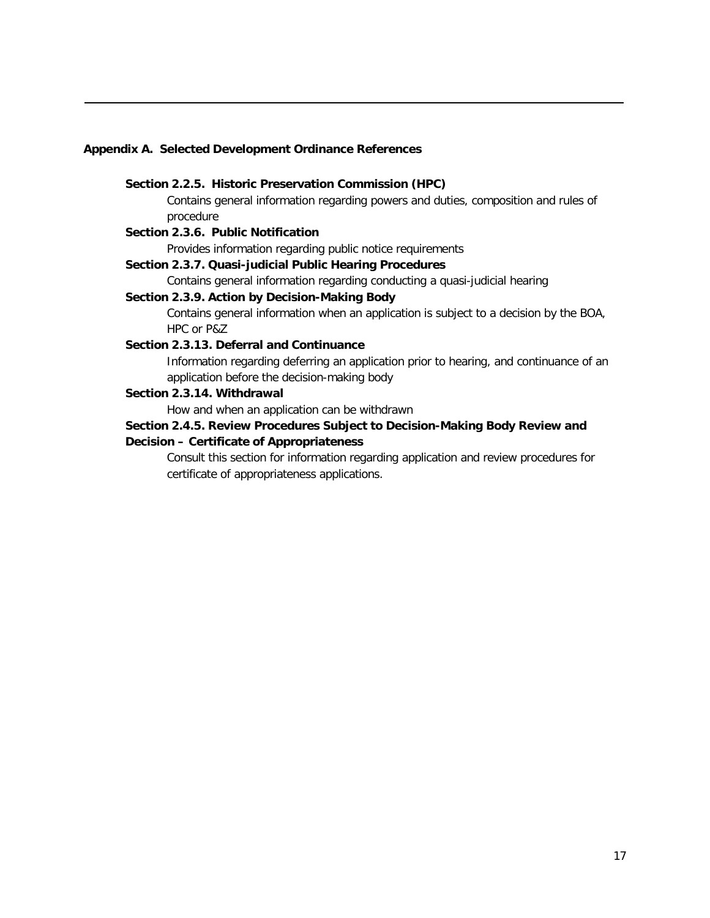## Appendix A. Selected Development Ordinance References

**Section 2.2.5. Historic Preservation Commission (HPC)**

Contains general information regarding powers and duties, composition and rules of procedure

**Section 2.3.6. Public Notification**

Provides information regarding public notice requirements

**Section 2.3.7. Quasi-judicial Public Hearing Procedures**

Contains general information regarding conducting a quasi-judicial hearing

**Section 2.3.9. Action by Decision-Making Body**

Contains general information when an application is subject to a decision by the BOA, HPC or P&Z

**Section 2.3.13. Deferral and Continuance**

Information regarding deferring an application prior to hearing, and continuance of an application before the decision-making body

**Section 2.3.14. Withdrawal**

How and when an application can be withdrawn

**Section 2.4.5. Review Procedures Subject to Decision-Making Body Review and Decision – Certificate of Appropriateness**

Consult this section for information regarding application and review procedures for certificate of appropriateness applications.